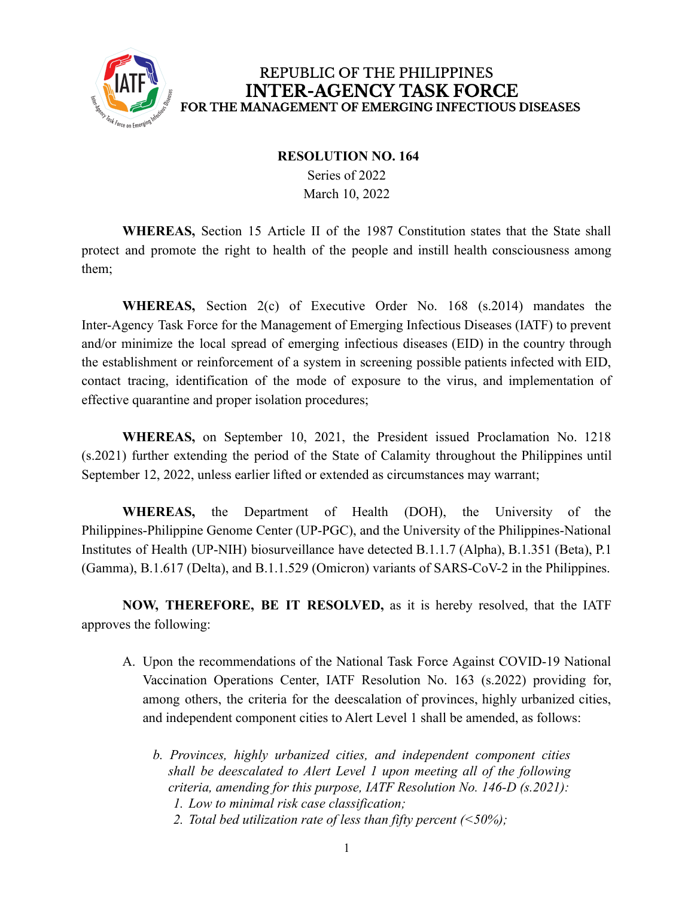REPUBLIC OF THE PHILIPPINES
**INTER-AGENCY TASK FORCE**
**FOR THE MANAGEMENT OF EMERGING INFECTIOUS DISEASES**

**RESOLUTION NO. 164**
Series of 2022
March 10, 2022

**WHEREAS,** Section 15 Article II of the 1987 Constitution states that the State shall protect and promote the right to health of the people and instill health consciousness among them;

**WHEREAS,** Section 2(c) of Executive Order No. 168 (s.2014) mandates the Inter-Agency Task Force for the Management of Emerging Infectious Diseases (IATF) to prevent and/or minimize the local spread of emerging infectious diseases (EID) in the country through the establishment or reinforcement of a system in screening possible patients infected with EID, contact tracing, identification of the mode of exposure to the virus, and implementation of effective quarantine and proper isolation procedures;

**WHEREAS,** on September 10, 2021, the President issued Proclamation No. 1218 (s.2021) further extending the period of the State of Calamity throughout the Philippines until September 12, 2022, unless earlier lifted or extended as circumstances may warrant;

**WHEREAS,** the Department of Health (DOH), the University of the Philippines-Philippine Genome Center (UP-PGC), and the University of the Philippines-National Institutes of Health (UP-NIH) biosurveillance have detected B.1.1.7 (Alpha), B.1.351 (Beta), P.1 (Gamma), B.1.617 (Delta), and B.1.1.529 (Omicron) variants of SARS-CoV-2 in the Philippines.

**NOW, THEREFORE, BE IT RESOLVED,** as it is hereby resolved, that the IATF approves the following:

A. Upon the recommendations of the National Task Force Against COVID-19 National Vaccination Operations Center, IATF Resolution No. 163 (s.2022) providing for, among others, the criteria for the deescalation of provinces, highly urbanized cities, and independent component cities to Alert Level 1 shall be amended, as follows:

   *b. Provinces, highly urbanized cities, and independent component cities shall be deescalated to Alert Level 1 upon meeting all of the following criteria, amending for this purpose, IATF Resolution No. 146-D (s.2021):*
   
   *1. Low to minimal risk case classification;*
   
   *2. Total bed utilization rate of less than fifty percent (<50%);*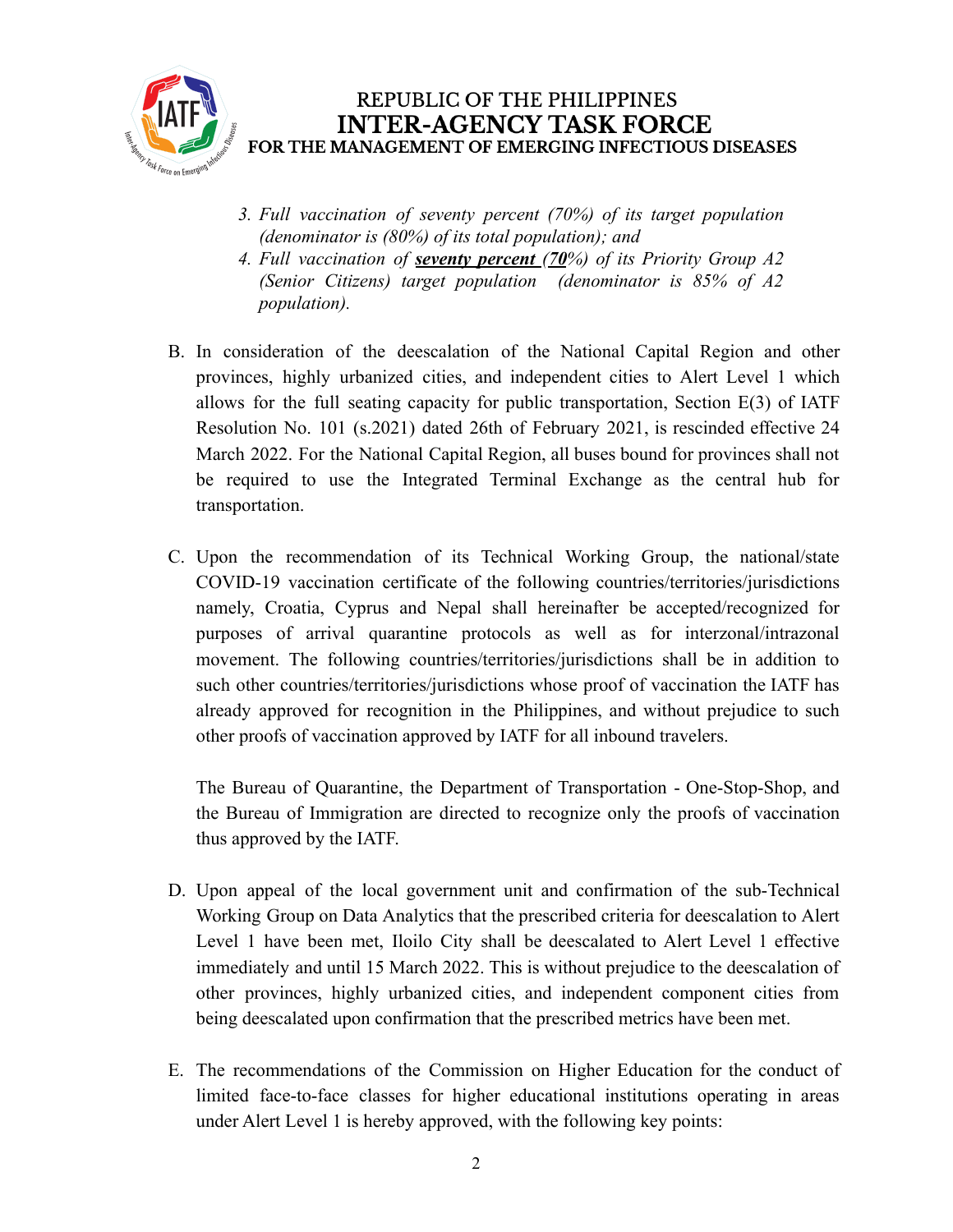3. *Full vaccination of seventy percent (70%) of its target population (denominator is (80%) of its total population); and*
4. *Full vaccination of* ***seventy percent (70****%) of its Priority Group A2 (Senior Citizens) target population (denominator is 85% of A2 population).*

B. In consideration of the deescalation of the National Capital Region and other provinces, highly urbanized cities, and independent cities to Alert Level 1 which allows for the full seating capacity for public transportation, Section E(3) of IATF Resolution No. 101 (s.2021) dated 26th of February 2021, is rescinded effective 24 March 2022. For the National Capital Region, all buses bound for provinces shall not be required to use the Integrated Terminal Exchange as the central hub for transportation.

C. Upon the recommendation of its Technical Working Group, the national/state COVID-19 vaccination certificate of the following countries/territories/jurisdictions namely, Croatia, Cyprus and Nepal shall hereinafter be accepted/recognized for purposes of arrival quarantine protocols as well as for interzonal/intrazonal movement. The following countries/territories/jurisdictions shall be in addition to such other countries/territories/jurisdictions whose proof of vaccination the IATF has already approved for recognition in the Philippines, and without prejudice to such other proofs of vaccination approved by IATF for all inbound travelers.

   The Bureau of Quarantine, the Department of Transportation - One-Stop-Shop, and the Bureau of Immigration are directed to recognize only the proofs of vaccination thus approved by the IATF.

D. Upon appeal of the local government unit and confirmation of the sub-Technical Working Group on Data Analytics that the prescribed criteria for deescalation to Alert Level 1 have been met, Iloilo City shall be deescalated to Alert Level 1 effective immediately and until 15 March 2022. This is without prejudice to the deescalation of other provinces, highly urbanized cities, and independent component cities from being deescalated upon confirmation that the prescribed metrics have been met.

E. The recommendations of the Commission on Higher Education for the conduct of limited face-to-face classes for higher educational institutions operating in areas under Alert Level 1 is hereby approved, with the following key points: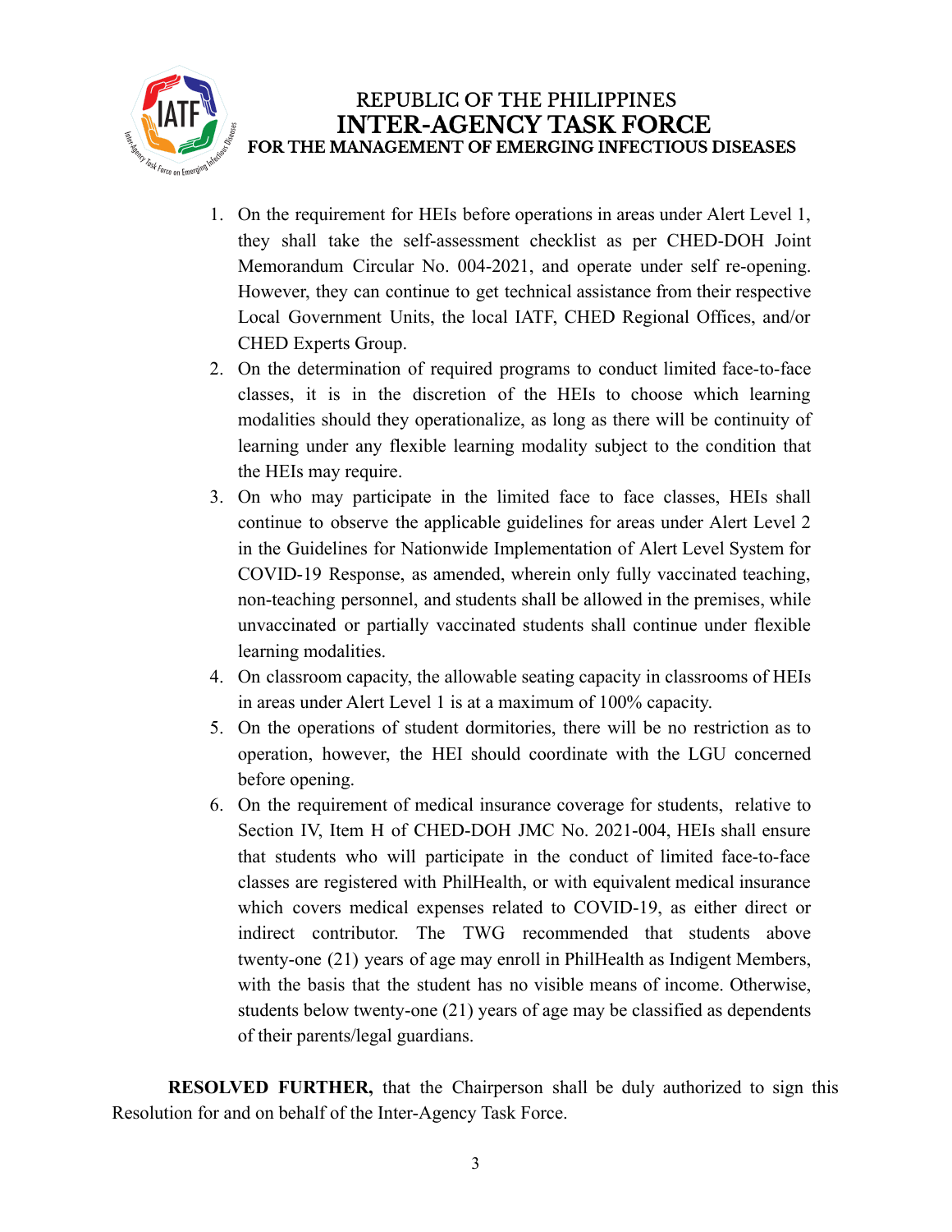1. On the requirement for HEIs before operations in areas under Alert Level 1, they shall take the self-assessment checklist as per CHED-DOH Joint Memorandum Circular No. 004-2021, and operate under self re-opening. However, they can continue to get technical assistance from their respective Local Government Units, the local IATF, CHED Regional Offices, and/or CHED Experts Group.
2. On the determination of required programs to conduct limited face-to-face classes, it is in the discretion of the HEIs to choose which learning modalities should they operationalize, as long as there will be continuity of learning under any flexible learning modality subject to the condition that the HEIs may require.
3. On who may participate in the limited face to face classes, HEIs shall continue to observe the applicable guidelines for areas under Alert Level 2 in the Guidelines for Nationwide Implementation of Alert Level System for COVID-19 Response, as amended, wherein only fully vaccinated teaching, non-teaching personnel, and students shall be allowed in the premises, while unvaccinated or partially vaccinated students shall continue under flexible learning modalities.
4. On classroom capacity, the allowable seating capacity in classrooms of HEIs in areas under Alert Level 1 is at a maximum of 100% capacity.
5. On the operations of student dormitories, there will be no restriction as to operation, however, the HEI should coordinate with the LGU concerned before opening.
6. On the requirement of medical insurance coverage for students, relative to Section IV, Item H of CHED-DOH JMC No. 2021-004, HEIs shall ensure that students who will participate in the conduct of limited face-to-face classes are registered with PhilHealth, or with equivalent medical insurance which covers medical expenses related to COVID-19, as either direct or indirect contributor. The TWG recommended that students above twenty-one (21) years of age may enroll in PhilHealth as Indigent Members, with the basis that the student has no visible means of income. Otherwise, students below twenty-one (21) years of age may be classified as dependents of their parents/legal guardians.

**RESOLVED FURTHER,** that the Chairperson shall be duly authorized to sign this Resolution for and on behalf of the Inter-Agency Task Force.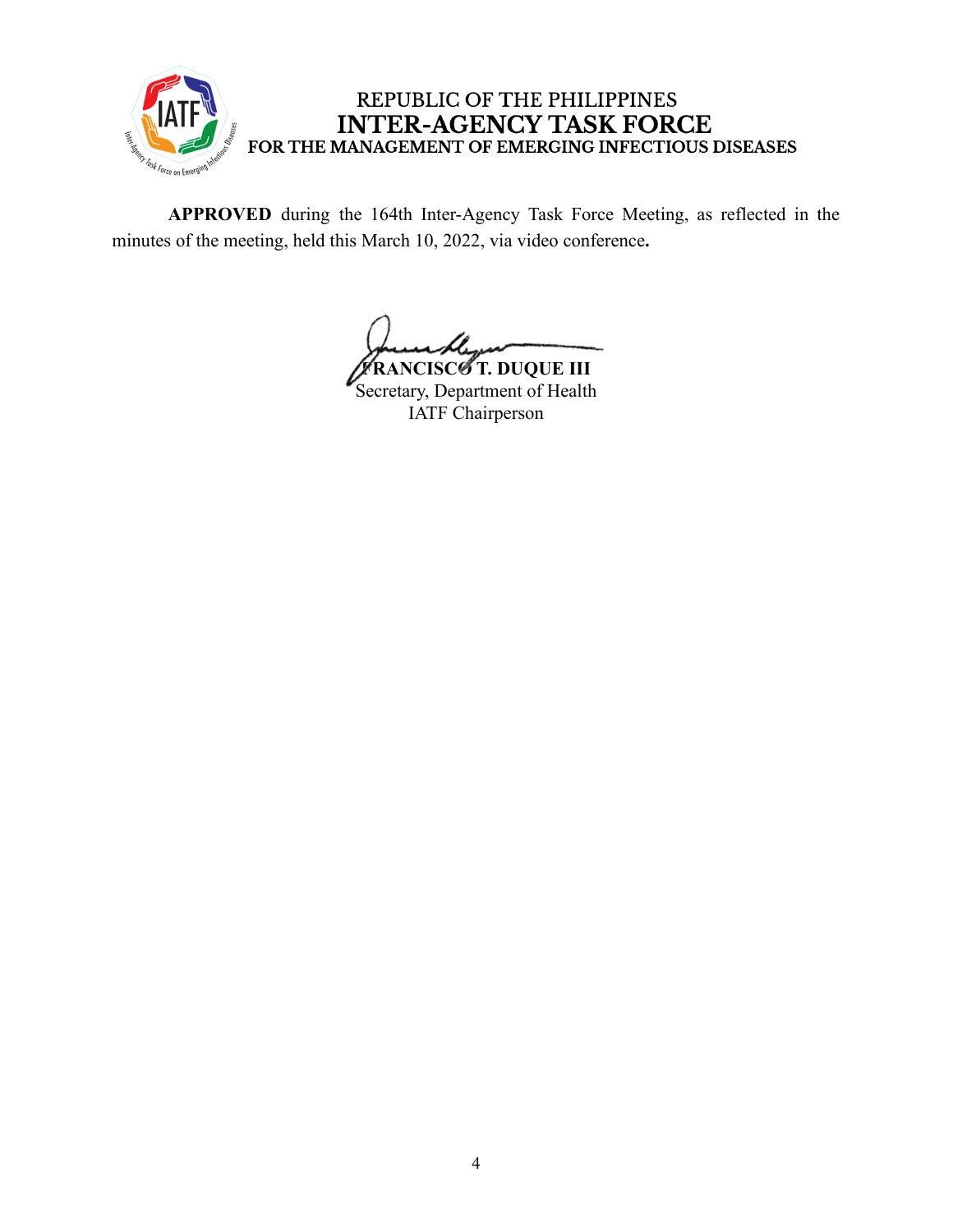REPUBLIC OF THE PHILIPPINES
**INTER-AGENCY TASK FORCE**
**FOR THE MANAGEMENT OF EMERGING INFECTIOUS DISEASES**

**APPROVED** during the 164th Inter-Agency Task Force Meeting, as reflected in the minutes of the meeting, held this March 10, 2022, via video conference**.**

**FRANCISCO T. DUQUE III**
Secretary, Department of Health
IATF Chairperson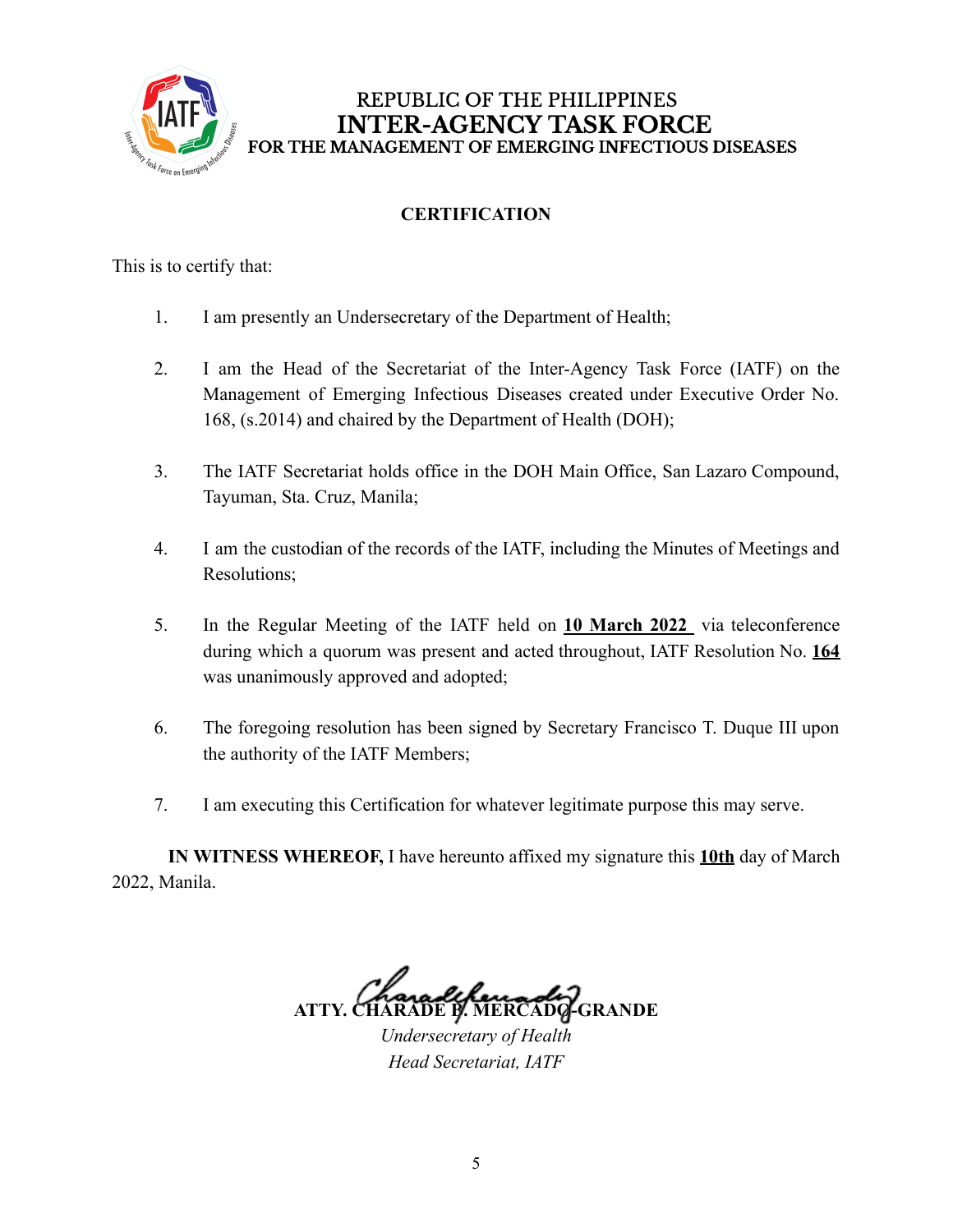REPUBLIC OF THE PHILIPPINES
**INTER-AGENCY TASK FORCE**
**FOR THE MANAGEMENT OF EMERGING INFECTIOUS DISEASES**

## CERTIFICATION

This is to certify that:

1. I am presently an Undersecretary of the Department of Health;

2. I am the Head of the Secretariat of the Inter-Agency Task Force (IATF) on the Management of Emerging Infectious Diseases created under Executive Order No. 168, (s.2014) and chaired by the Department of Health (DOH);

3. The IATF Secretariat holds office in the DOH Main Office, San Lazaro Compound, Tayuman, Sta. Cruz, Manila;

4. I am the custodian of the records of the IATF, including the Minutes of Meetings and Resolutions;

5. In the Regular Meeting of the IATF held on **10 March 2022** via teleconference during which a quorum was present and acted throughout, IATF Resolution No. **164** was unanimously approved and adopted;

6. The foregoing resolution has been signed by Secretary Francisco T. Duque III upon the authority of the IATF Members;

7. I am executing this Certification for whatever legitimate purpose this may serve.

**IN WITNESS WHEREOF,** I have hereunto affixed my signature this **10th** day of March 2022, Manila.

**ATTY. CHARADE B. MERCADO-GRANDE**
*Undersecretary of Health*
*Head Secretariat, IATF*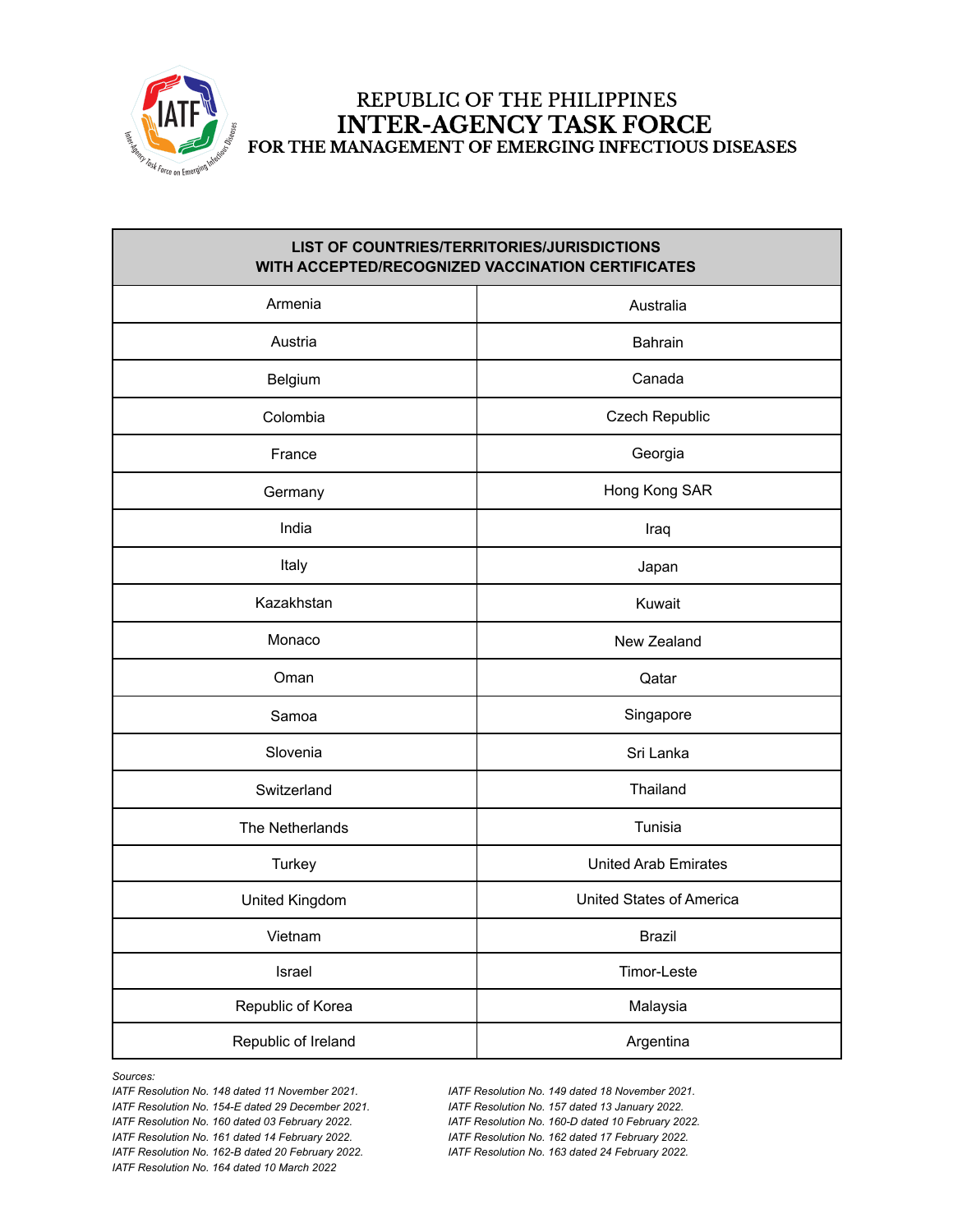REPUBLIC OF THE PHILIPPINES
**INTER-AGENCY TASK FORCE**
**FOR THE MANAGEMENT OF EMERGING INFECTIOUS DISEASES**

| LIST OF COUNTRIES/TERRITORIES/JURISDICTIONS WITH ACCEPTED/RECOGNIZED VACCINATION CERTIFICATES | |
|---|---|
| Armenia | Australia |
| Austria | Bahrain |
| Belgium | Canada |
| Colombia | Czech Republic |
| France | Georgia |
| Germany | Hong Kong SAR |
| India | Iraq |
| Italy | Japan |
| Kazakhstan | Kuwait |
| Monaco | New Zealand |
| Oman | Qatar |
| Samoa | Singapore |
| Slovenia | Sri Lanka |
| Switzerland | Thailand |
| The Netherlands | Tunisia |
| Turkey | United Arab Emirates |
| United Kingdom | United States of America |
| Vietnam | Brazil |
| Israel | Timor-Leste |
| Republic of Korea | Malaysia |
| Republic of Ireland | Argentina |

*Sources:*
*IATF Resolution No. 148 dated 11 November 2021.*
*IATF Resolution No. 149 dated 18 November 2021.*
*IATF Resolution No. 154-E dated 29 December 2021.*
*IATF Resolution No. 157 dated 13 January 2022.*
*IATF Resolution No. 160 dated 03 February 2022.*
*IATF Resolution No. 160-D dated 10 February 2022.*
*IATF Resolution No. 161 dated 14 February 2022.*
*IATF Resolution No. 162 dated 17 February 2022.*
*IATF Resolution No. 162-B dated 20 February 2022.*
*IATF Resolution No. 163 dated 24 February 2022.*
*IATF Resolution No. 164 dated 10 March 2022*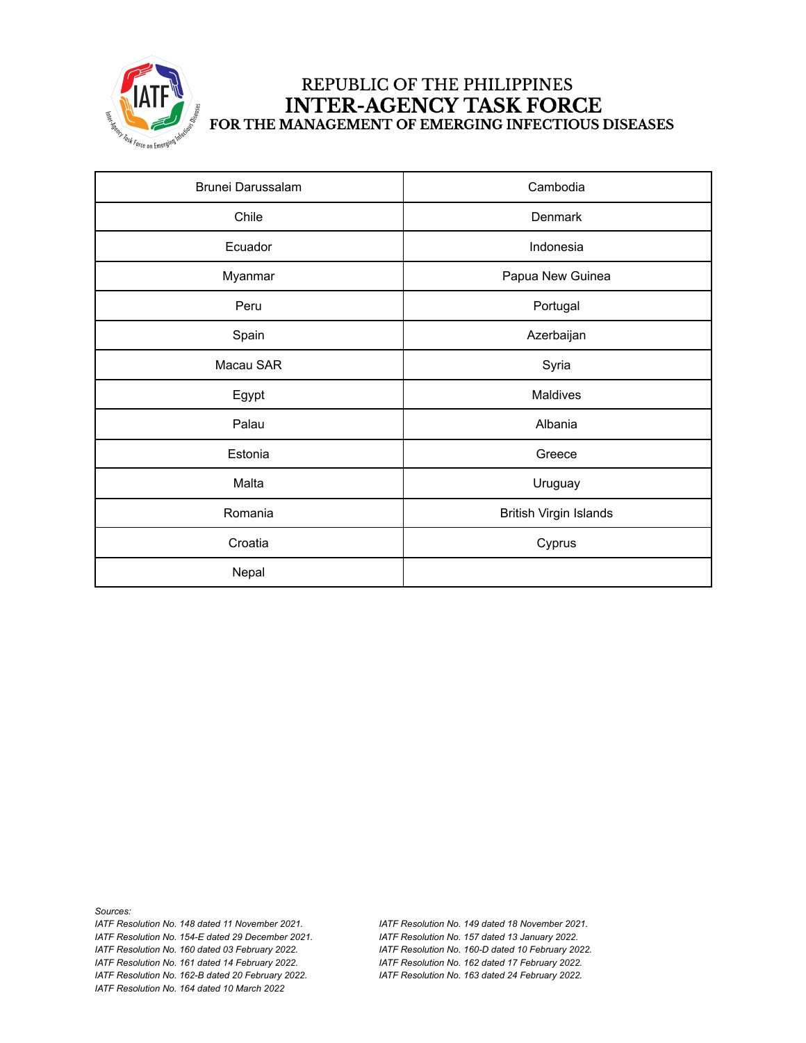REPUBLIC OF THE PHILIPPINES
**INTER-AGENCY TASK FORCE**
**FOR THE MANAGEMENT OF EMERGING INFECTIOUS DISEASES**

| | |
|---|---|
| Brunei Darussalam | Cambodia |
| Chile | Denmark |
| Ecuador | Indonesia |
| Myanmar | Papua New Guinea |
| Peru | Portugal |
| Spain | Azerbaijan |
| Macau SAR | Syria |
| Egypt | Maldives |
| Palau | Albania |
| Estonia | Greece |
| Malta | Uruguay |
| Romania | British Virgin Islands |
| Croatia | Cyprus |
| Nepal | |

*Sources:*
*IATF Resolution No. 148 dated 11 November 2021.*
*IATF Resolution No. 149 dated 18 November 2021.*
*IATF Resolution No. 154-E dated 29 December 2021.*
*IATF Resolution No. 157 dated 13 January 2022.*
*IATF Resolution No. 160 dated 03 February 2022.*
*IATF Resolution No. 160-D dated 10 February 2022.*
*IATF Resolution No. 161 dated 14 February 2022.*
*IATF Resolution No. 162 dated 17 February 2022.*
*IATF Resolution No. 162-B dated 20 February 2022.*
*IATF Resolution No. 163 dated 24 February 2022.*
*IATF Resolution No. 164 dated 10 March 2022*